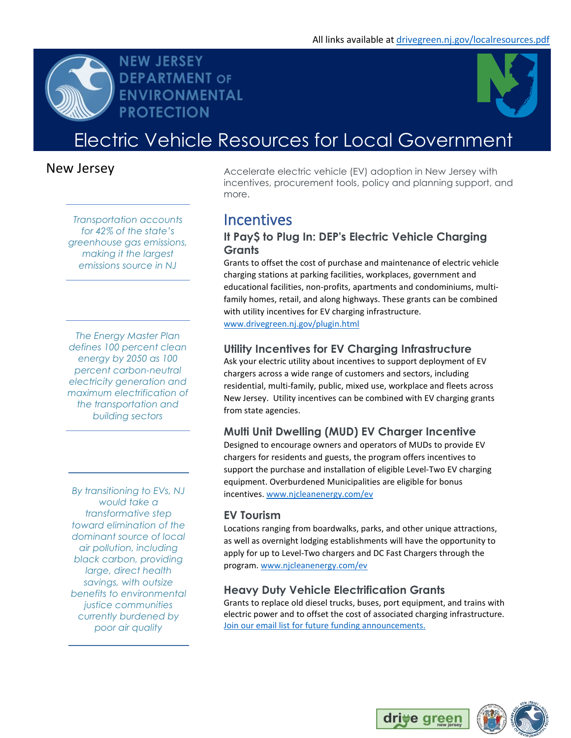All links available at drivegreen.nj.gov/localresources.pdf

NEW JERSEY DEPARTMENT OF ENVIRONMENTAL PROTECTION

# Electric Vehicle Resources for Local Government

## New Jersey

Accelerate electric vehicle (EV) adoption in New Jersey with incentives, procurement tools, policy and planning support, and more.

*Transportation accounts for 42% of the state's greenhouse gas emissions, making it the largest emissions source in NJ*

*The Energy Master Plan defines 100 percent clean energy by 2050 as 100 percent carbon-neutral electricity generation and maximum electrification of the transportation and building sectors*

*By transitioning to EVs, NJ would take a transformative step toward elimination of the dominant source of local air pollution, including black carbon, providing large, direct health savings, with outsize benefits to environmental justice communities currently burdened by poor air quality*

## Incentives

### It Pay$ to Plug In: DEP's Electric Vehicle Charging Grants

Grants to offset the cost of purchase and maintenance of electric vehicle charging stations at parking facilities, workplaces, government and educational facilities, non-profits, apartments and condominiums, multi-family homes, retail, and along highways. These grants can be combined with utility incentives for EV charging infrastructure.
www.drivegreen.nj.gov/plugin.html

### Utility Incentives for EV Charging Infrastructure

Ask your electric utility about incentives to support deployment of EV chargers across a wide range of customers and sectors, including residential, multi-family, public, mixed use, workplace and fleets across New Jersey. Utility incentives can be combined with EV charging grants from state agencies.

### Multi Unit Dwelling (MUD) EV Charger Incentive

Designed to encourage owners and operators of MUDs to provide EV chargers for residents and guests, the program offers incentives to support the purchase and installation of eligible Level-Two EV charging equipment. Overburdened Municipalities are eligible for bonus incentives. www.njcleanenergy.com/ev

### EV Tourism

Locations ranging from boardwalks, parks, and other unique attractions, as well as overnight lodging establishments will have the opportunity to apply for up to Level-Two chargers and DC Fast Chargers through the program. www.njcleanenergy.com/ev

### Heavy Duty Vehicle Electrification Grants

Grants to replace old diesel trucks, buses, port equipment, and trains with electric power and to offset the cost of associated charging infrastructure.
Join our email list for future funding announcements.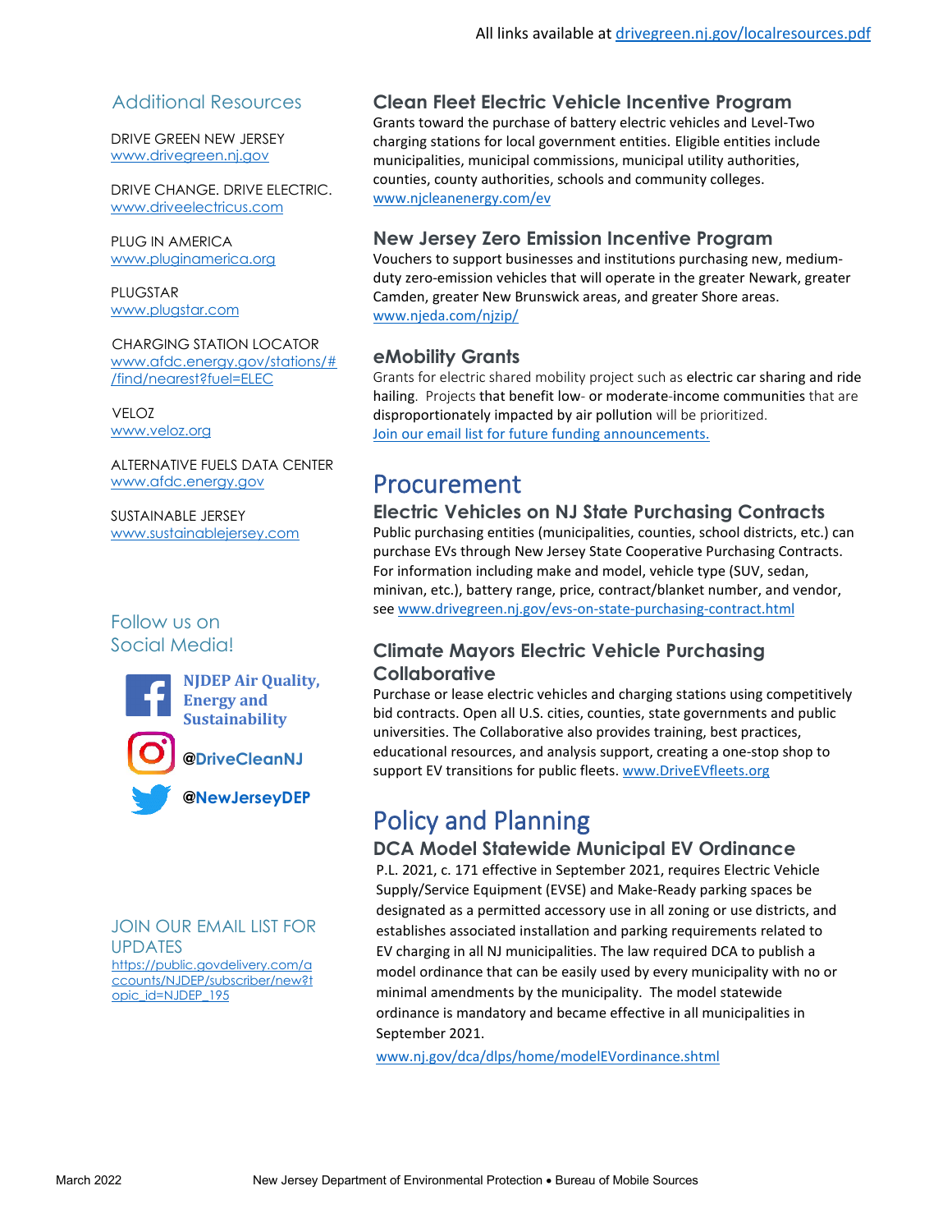All links available at drivegreen.nj.gov/localresources.pdf

## Additional Resources

DRIVE GREEN NEW JERSEY
www.drivegreen.nj.gov

DRIVE CHANGE. DRIVE ELECTRIC.
www.driveelectricus.com

PLUG IN AMERICA
www.pluginamerica.org

PLUGSTAR
www.plugstar.com

CHARGING STATION LOCATOR
www.afdc.energy.gov/stations/#/find/nearest?fuel=ELEC

VELOZ
www.veloz.org

ALTERNATIVE FUELS DATA CENTER
www.afdc.energy.gov

SUSTAINABLE JERSEY
www.sustainablejersey.com

## Follow us on Social Media!

**NJDEP Air Quality, Energy and Sustainability**

**@DriveCleanNJ**

**@NewJerseyDEP**

## JOIN OUR EMAIL LIST FOR UPDATES

https://public.govdelivery.com/accounts/NJDEP/subscriber/new?topic_id=NJDEP_195

### Clean Fleet Electric Vehicle Incentive Program

Grants toward the purchase of battery electric vehicles and Level-Two charging stations for local government entities. Eligible entities include municipalities, municipal commissions, municipal utility authorities, counties, county authorities, schools and community colleges.
www.njcleanenergy.com/ev

### New Jersey Zero Emission Incentive Program

Vouchers to support businesses and institutions purchasing new, medium-duty zero-emission vehicles that will operate in the greater Newark, greater Camden, greater New Brunswick areas, and greater Shore areas.
www.njeda.com/njzip/

### eMobility Grants

Grants for electric shared mobility project such as electric car sharing and ride hailing. Projects that benefit low- or moderate-income communities that are disproportionately impacted by air pollution will be prioritized.
Join our email list for future funding announcements.

## Procurement

### Electric Vehicles on NJ State Purchasing Contracts

Public purchasing entities (municipalities, counties, school districts, etc.) can purchase EVs through New Jersey State Cooperative Purchasing Contracts. For information including make and model, vehicle type (SUV, sedan, minivan, etc.), battery range, price, contract/blanket number, and vendor, see www.drivegreen.nj.gov/evs-on-state-purchasing-contract.html

### Climate Mayors Electric Vehicle Purchasing Collaborative

Purchase or lease electric vehicles and charging stations using competitively bid contracts. Open all U.S. cities, counties, state governments and public universities. The Collaborative also provides training, best practices, educational resources, and analysis support, creating a one-stop shop to support EV transitions for public fleets. www.DriveEVfleets.org

## Policy and Planning

### DCA Model Statewide Municipal EV Ordinance

P.L. 2021, c. 171 effective in September 2021, requires Electric Vehicle Supply/Service Equipment (EVSE) and Make-Ready parking spaces be designated as a permitted accessory use in all zoning or use districts, and establishes associated installation and parking requirements related to EV charging in all NJ municipalities. The law required DCA to publish a model ordinance that can be easily used by every municipality with no or minimal amendments by the municipality. The model statewide ordinance is mandatory and became effective in all municipalities in September 2021.

www.nj.gov/dca/dlps/home/modelEVordinance.shtml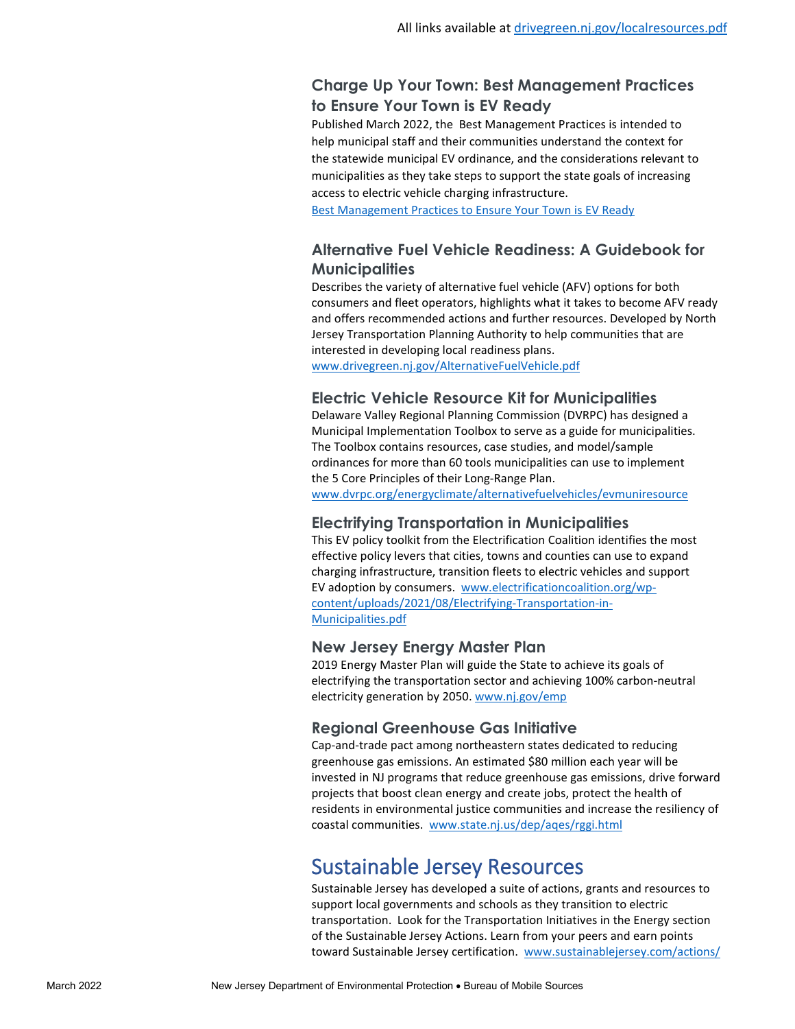All links available at [drivegreen.nj.gov/localresources.pdf](drivegreen.nj.gov/localresources.pdf)

### Charge Up Your Town: Best Management Practices to Ensure Your Town is EV Ready

Published March 2022, the Best Management Practices is intended to help municipal staff and their communities understand the context for the statewide municipal EV ordinance, and the considerations relevant to municipalities as they take steps to support the state goals of increasing access to electric vehicle charging infrastructure.

Best Management Practices to Ensure Your Town is EV Ready

### Alternative Fuel Vehicle Readiness: A Guidebook for Municipalities

Describes the variety of alternative fuel vehicle (AFV) options for both consumers and fleet operators, highlights what it takes to become AFV ready and offers recommended actions and further resources. Developed by North Jersey Transportation Planning Authority to help communities that are interested in developing local readiness plans.

www.drivegreen.nj.gov/AlternativeFuelVehicle.pdf

### Electric Vehicle Resource Kit for Municipalities

Delaware Valley Regional Planning Commission (DVRPC) has designed a Municipal Implementation Toolbox to serve as a guide for municipalities. The Toolbox contains resources, case studies, and model/sample ordinances for more than 60 tools municipalities can use to implement the 5 Core Principles of their Long-Range Plan.

www.dvrpc.org/energyclimate/alternativefuelvehicles/evmuniresource

### Electrifying Transportation in Municipalities

This EV policy toolkit from the Electrification Coalition identifies the most effective policy levers that cities, towns and counties can use to expand charging infrastructure, transition fleets to electric vehicles and support EV adoption by consumers. www.electrificationcoalition.org/wp-content/uploads/2021/08/Electrifying-Transportation-in-Municipalities.pdf

### New Jersey Energy Master Plan

2019 Energy Master Plan will guide the State to achieve its goals of electrifying the transportation sector and achieving 100% carbon-neutral electricity generation by 2050. www.nj.gov/emp

### Regional Greenhouse Gas Initiative

Cap-and-trade pact among northeastern states dedicated to reducing greenhouse gas emissions. An estimated $80 million each year will be invested in NJ programs that reduce greenhouse gas emissions, drive forward projects that boost clean energy and create jobs, protect the health of residents in environmental justice communities and increase the resiliency of coastal communities. www.state.nj.us/dep/aqes/rggi.html

## Sustainable Jersey Resources

Sustainable Jersey has developed a suite of actions, grants and resources to support local governments and schools as they transition to electric transportation. Look for the Transportation Initiatives in the Energy section of the Sustainable Jersey Actions. Learn from your peers and earn points toward Sustainable Jersey certification. www.sustainablejersey.com/actions/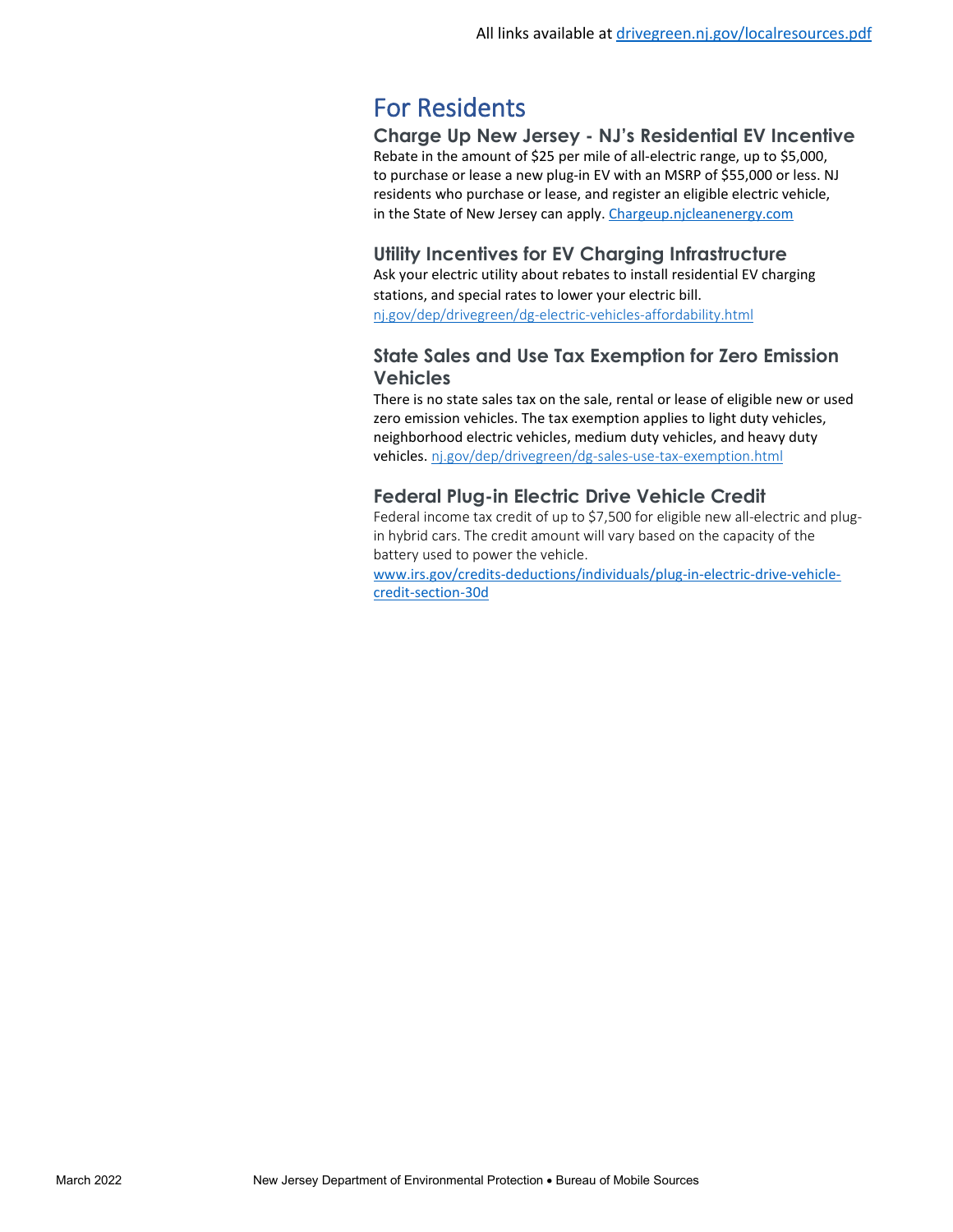All links available at drivegreen.nj.gov/localresources.pdf

# For Residents

## Charge Up New Jersey - NJ's Residential EV Incentive

Rebate in the amount of $25 per mile of all-electric range, up to $5,000, to purchase or lease a new plug-in EV with an MSRP of $55,000 or less. NJ residents who purchase or lease, and register an eligible electric vehicle, in the State of New Jersey can apply. Chargeup.njcleanenergy.com

## Utility Incentives for EV Charging Infrastructure

Ask your electric utility about rebates to install residential EV charging stations, and special rates to lower your electric bill. nj.gov/dep/drivegreen/dg-electric-vehicles-affordability.html

## State Sales and Use Tax Exemption for Zero Emission Vehicles

There is no state sales tax on the sale, rental or lease of eligible new or used zero emission vehicles. The tax exemption applies to light duty vehicles, neighborhood electric vehicles, medium duty vehicles, and heavy duty vehicles. nj.gov/dep/drivegreen/dg-sales-use-tax-exemption.html

## Federal Plug-in Electric Drive Vehicle Credit

Federal income tax credit of up to $7,500 for eligible new all-electric and plug-in hybrid cars. The credit amount will vary based on the capacity of the battery used to power the vehicle.
www.irs.gov/credits-deductions/individuals/plug-in-electric-drive-vehicle-credit-section-30d